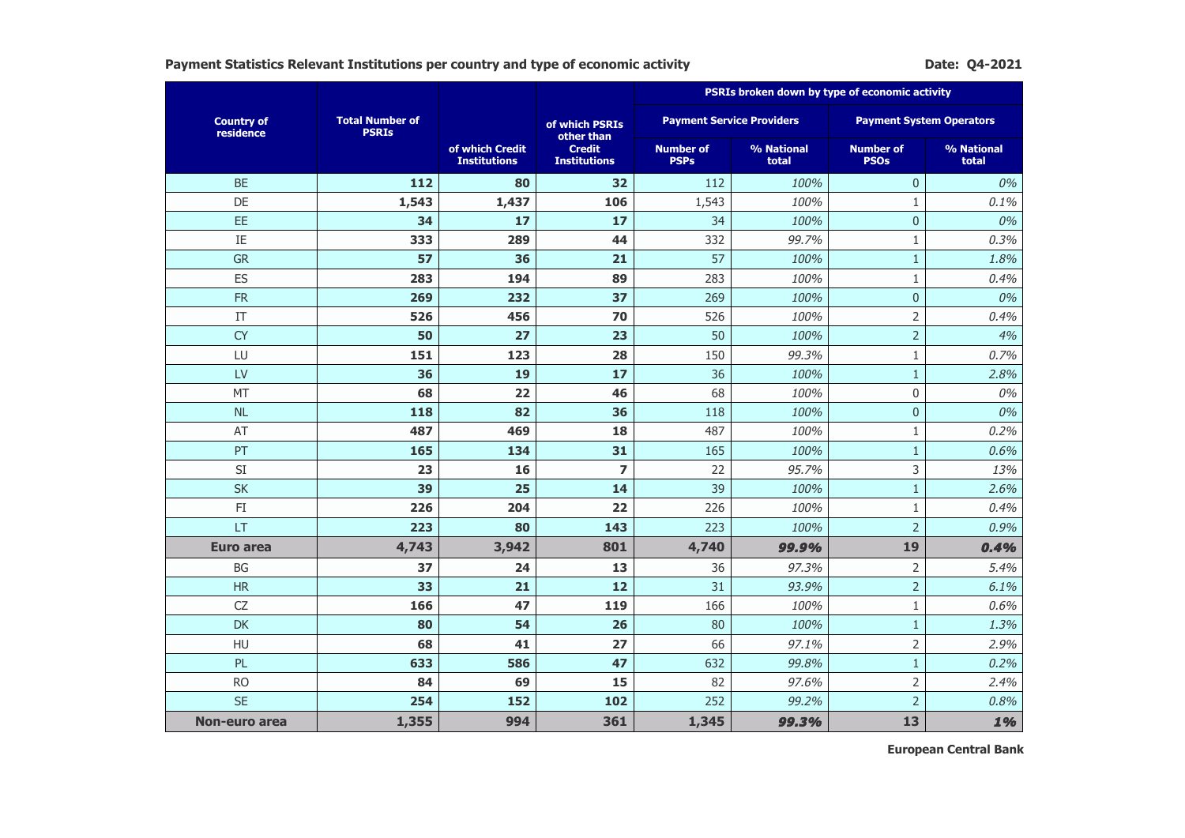**Payment Statistics Relevant Institutions per country and type of economic activity**

**Date: Q4-2021**

| Country of residence | Total Number of PSRIs | of which Credit Institutions | of which PSRIs other than Credit Institutions | PSRIs broken down by type of economic activity | | | |
|---|---|---|---|---|---|---|---|
| | | | | Payment Service Providers | | Payment System Operators | |
| | | | | Number of PSPs | % National total | Number of PSOs | % National total |
| BE | **112** | **80** | **32** | 112 | *100%* | 0 | *0%* |
| DE | **1,543** | **1,437** | **106** | 1,543 | *100%* | 1 | *0.1%* |
| EE | **34** | **17** | **17** | 34 | *100%* | 0 | *0%* |
| IE | **333** | **289** | **44** | 332 | *99.7%* | 1 | *0.3%* |
| GR | **57** | **36** | **21** | 57 | *100%* | 1 | *1.8%* |
| ES | **283** | **194** | **89** | 283 | *100%* | 1 | *0.4%* |
| FR | **269** | **232** | **37** | 269 | *100%* | 0 | *0%* |
| IT | **526** | **456** | **70** | 526 | *100%* | 2 | *0.4%* |
| CY | **50** | **27** | **23** | 50 | *100%* | 2 | *4%* |
| LU | **151** | **123** | **28** | 150 | *99.3%* | 1 | *0.7%* |
| LV | **36** | **19** | **17** | 36 | *100%* | 1 | *2.8%* |
| MT | **68** | **22** | **46** | 68 | *100%* | 0 | *0%* |
| NL | **118** | **82** | **36** | 118 | *100%* | 0 | *0%* |
| AT | **487** | **469** | **18** | 487 | *100%* | 1 | *0.2%* |
| PT | **165** | **134** | **31** | 165 | *100%* | 1 | *0.6%* |
| SI | **23** | **16** | **7** | 22 | *95.7%* | 3 | *13%* |
| SK | **39** | **25** | **14** | 39 | *100%* | 1 | *2.6%* |
| FI | **226** | **204** | **22** | 226 | *100%* | 1 | *0.4%* |
| LT | **223** | **80** | **143** | 223 | *100%* | 2 | *0.9%* |
| **Euro area** | **4,743** | **3,942** | **801** | **4,740** | ***99.9%*** | **19** | ***0.4%*** |
| BG | **37** | **24** | **13** | 36 | *97.3%* | 2 | *5.4%* |
| HR | **33** | **21** | **12** | 31 | *93.9%* | 2 | *6.1%* |
| CZ | **166** | **47** | **119** | 166 | *100%* | 1 | *0.6%* |
| DK | **80** | **54** | **26** | 80 | *100%* | 1 | *1.3%* |
| HU | **68** | **41** | **27** | 66 | *97.1%* | 2 | *2.9%* |
| PL | **633** | **586** | **47** | 632 | *99.8%* | 1 | *0.2%* |
| RO | **84** | **69** | **15** | 82 | *97.6%* | 2 | *2.4%* |
| SE | **254** | **152** | **102** | 252 | *99.2%* | 2 | *0.8%* |
| **Non-euro area** | **1,355** | **994** | **361** | **1,345** | ***99.3%*** | **13** | ***1%*** |

**European Central Bank**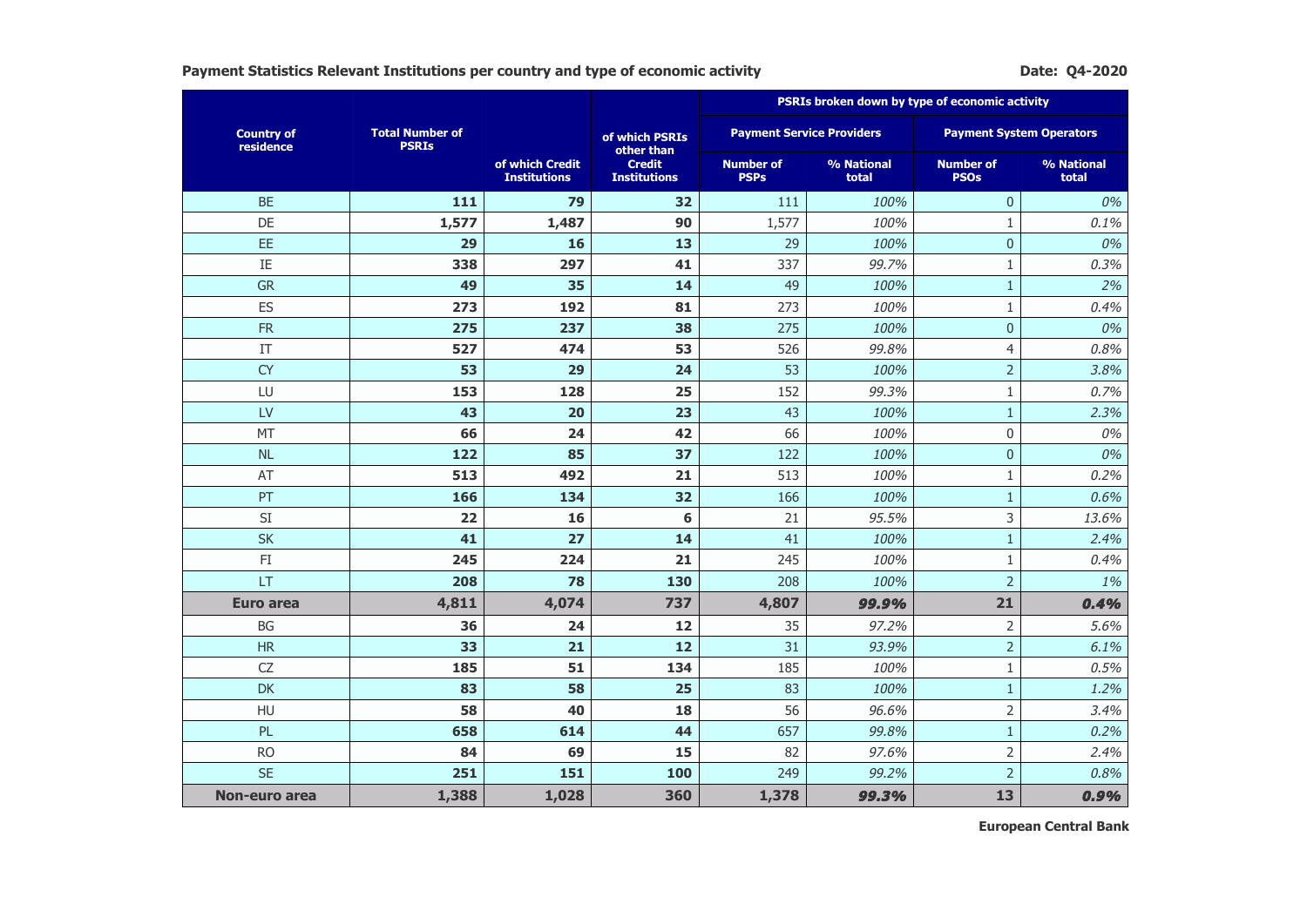**Payment Statistics Relevant Institutions per country and type of economic activity** **Date: Q4-2020**

| Country of residence | Total Number of PSRIs | of which Credit Institutions | of which PSRIs other than Credit Institutions | PSRIs broken down by type of economic activity | | | |
|---|---|---|---|---|---|---|---|
| | | | | Payment Service Providers | | Payment System Operators | |
| | | | | Number of PSPs | % National total | Number of PSOs | % National total |
| BE | **111** | **79** | **32** | 111 | *100%* | 0 | *0%* |
| DE | **1,577** | **1,487** | **90** | 1,577 | *100%* | 1 | *0.1%* |
| EE | **29** | **16** | **13** | 29 | *100%* | 0 | *0%* |
| IE | **338** | **297** | **41** | 337 | *99.7%* | 1 | *0.3%* |
| GR | **49** | **35** | **14** | 49 | *100%* | 1 | *2%* |
| ES | **273** | **192** | **81** | 273 | *100%* | 1 | *0.4%* |
| FR | **275** | **237** | **38** | 275 | *100%* | 0 | *0%* |
| IT | **527** | **474** | **53** | 526 | *99.8%* | 4 | *0.8%* |
| CY | **53** | **29** | **24** | 53 | *100%* | 2 | *3.8%* |
| LU | **153** | **128** | **25** | 152 | *99.3%* | 1 | *0.7%* |
| LV | **43** | **20** | **23** | 43 | *100%* | 1 | *2.3%* |
| MT | **66** | **24** | **42** | 66 | *100%* | 0 | *0%* |
| NL | **122** | **85** | **37** | 122 | *100%* | 0 | *0%* |
| AT | **513** | **492** | **21** | 513 | *100%* | 1 | *0.2%* |
| PT | **166** | **134** | **32** | 166 | *100%* | 1 | *0.6%* |
| SI | **22** | **16** | **6** | 21 | *95.5%* | 3 | *13.6%* |
| SK | **41** | **27** | **14** | 41 | *100%* | 1 | *2.4%* |
| FI | **245** | **224** | **21** | 245 | *100%* | 1 | *0.4%* |
| LT | **208** | **78** | **130** | 208 | *100%* | 2 | *1%* |
| **Euro area** | **4,811** | **4,074** | **737** | **4,807** | ***99.9%*** | **21** | ***0.4%*** |
| BG | **36** | **24** | **12** | 35 | *97.2%* | 2 | *5.6%* |
| HR | **33** | **21** | **12** | 31 | *93.9%* | 2 | *6.1%* |
| CZ | **185** | **51** | **134** | 185 | *100%* | 1 | *0.5%* |
| DK | **83** | **58** | **25** | 83 | *100%* | 1 | *1.2%* |
| HU | **58** | **40** | **18** | 56 | *96.6%* | 2 | *3.4%* |
| PL | **658** | **614** | **44** | 657 | *99.8%* | 1 | *0.2%* |
| RO | **84** | **69** | **15** | 82 | *97.6%* | 2 | *2.4%* |
| SE | **251** | **151** | **100** | 249 | *99.2%* | 2 | *0.8%* |
| **Non-euro area** | **1,388** | **1,028** | **360** | **1,378** | ***99.3%*** | **13** | ***0.9%*** |

**European Central Bank**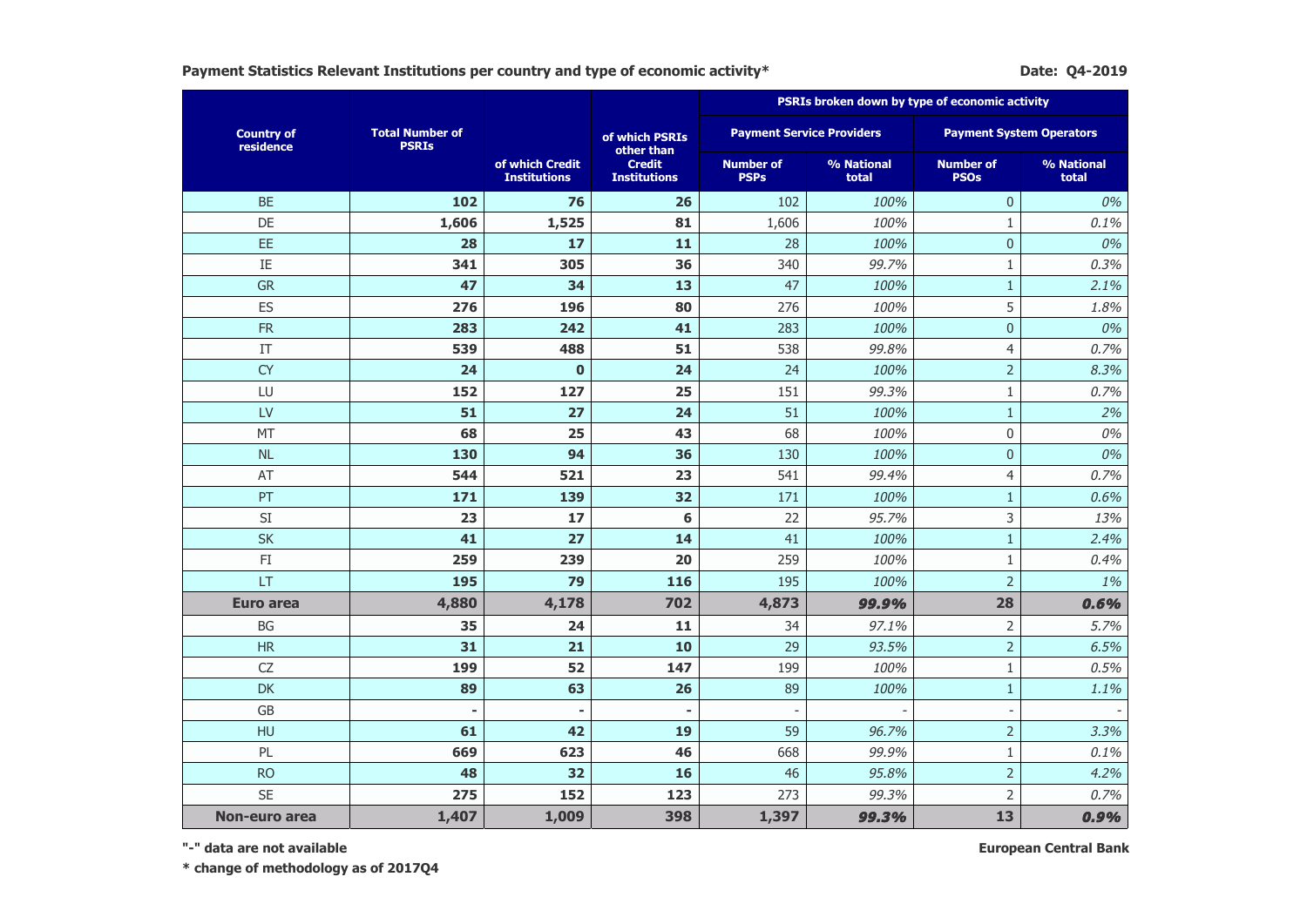**Payment Statistics Relevant Institutions per country and type of economic activity***

**Date: Q4-2019**

| Country of residence | Total Number of PSRIs | of which Credit Institutions | of which PSRIs other than Credit Institutions | PSRIs broken down by type of economic activity | | | |
|---|---|---|---|---|---|---|---|
| | | | | Payment Service Providers | | Payment System Operators | |
| | | | | Number of PSPs | % National total | Number of PSOs | % National total |
| BE | **102** | **76** | **26** | 102 | *100%* | 0 | *0%* |
| DE | **1,606** | **1,525** | **81** | 1,606 | *100%* | 1 | *0.1%* |
| EE | **28** | **17** | **11** | 28 | *100%* | 0 | *0%* |
| IE | **341** | **305** | **36** | 340 | *99.7%* | 1 | *0.3%* |
| GR | **47** | **34** | **13** | 47 | *100%* | 1 | *2.1%* |
| ES | **276** | **196** | **80** | 276 | *100%* | 5 | *1.8%* |
| FR | **283** | **242** | **41** | 283 | *100%* | 0 | *0%* |
| IT | **539** | **488** | **51** | 538 | *99.8%* | 4 | *0.7%* |
| CY | **24** | **0** | **24** | 24 | *100%* | 2 | *8.3%* |
| LU | **152** | **127** | **25** | 151 | *99.3%* | 1 | *0.7%* |
| LV | **51** | **27** | **24** | 51 | *100%* | 1 | *2%* |
| MT | **68** | **25** | **43** | 68 | *100%* | 0 | *0%* |
| NL | **130** | **94** | **36** | 130 | *100%* | 0 | *0%* |
| AT | **544** | **521** | **23** | 541 | *99.4%* | 4 | *0.7%* |
| PT | **171** | **139** | **32** | 171 | *100%* | 1 | *0.6%* |
| SI | **23** | **17** | **6** | 22 | *95.7%* | 3 | *13%* |
| SK | **41** | **27** | **14** | 41 | *100%* | 1 | *2.4%* |
| FI | **259** | **239** | **20** | 259 | *100%* | 1 | *0.4%* |
| LT | **195** | **79** | **116** | 195 | *100%* | 2 | *1%* |
| **Euro area** | **4,880** | **4,178** | **702** | **4,873** | ***99.9%*** | **28** | ***0.6%*** |
| BG | **35** | **24** | **11** | 34 | *97.1%* | 2 | *5.7%* |
| HR | **31** | **21** | **10** | 29 | *93.5%* | 2 | *6.5%* |
| CZ | **199** | **52** | **147** | 199 | *100%* | 1 | *0.5%* |
| DK | **89** | **63** | **26** | 89 | *100%* | 1 | *1.1%* |
| GB | **-** | **-** | **-** | - | - | - | - |
| HU | **61** | **42** | **19** | 59 | *96.7%* | 2 | *3.3%* |
| PL | **669** | **623** | **46** | 668 | *99.9%* | 1 | *0.1%* |
| RO | **48** | **32** | **16** | 46 | *95.8%* | 2 | *4.2%* |
| SE | **275** | **152** | **123** | 273 | *99.3%* | 2 | *0.7%* |
| **Non-euro area** | **1,407** | **1,009** | **398** | **1,397** | ***99.3%*** | **13** | ***0.9%*** |

**"-" data are not available**

**European Central Bank**

*** change of methodology as of 2017Q4**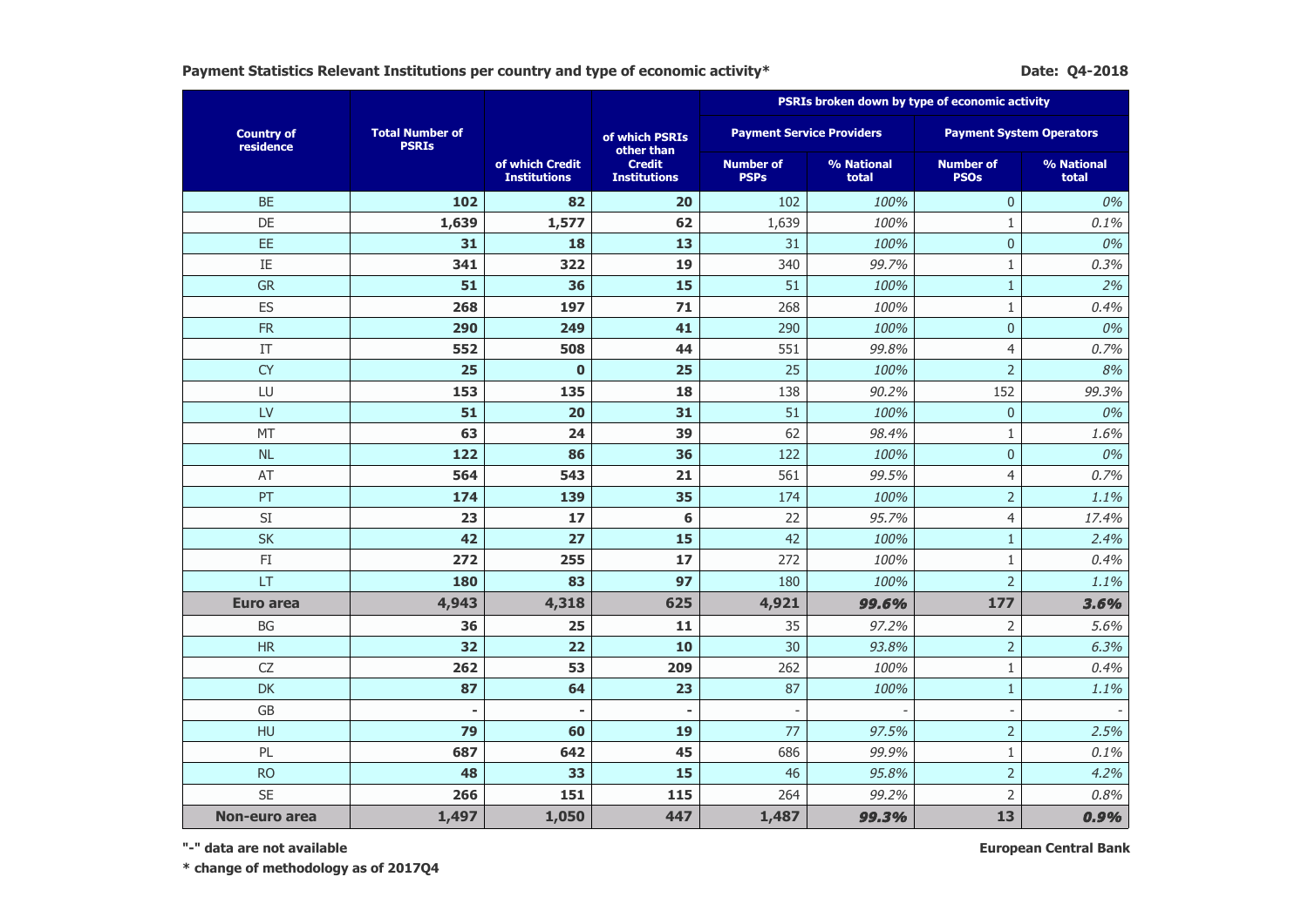**Payment Statistics Relevant Institutions per country and type of economic activity***

**Date: Q4-2018**

| Country of residence | Total Number of PSRIs | of which Credit Institutions | of which PSRIs other than Credit Institutions | PSRIs broken down by type of economic activity | | | |
|---|---|---|---|---|---|---|---|
| | | | | Payment Service Providers | | Payment System Operators | |
| | | | | Number of PSPs | % National total | Number of PSOs | % National total |
| BE | **102** | **82** | **20** | 102 | *100%* | 0 | *0%* |
| DE | **1,639** | **1,577** | **62** | 1,639 | *100%* | 1 | *0.1%* |
| EE | **31** | **18** | **13** | 31 | *100%* | 0 | *0%* |
| IE | **341** | **322** | **19** | 340 | *99.7%* | 1 | *0.3%* |
| GR | **51** | **36** | **15** | 51 | *100%* | 1 | *2%* |
| ES | **268** | **197** | **71** | 268 | *100%* | 1 | *0.4%* |
| FR | **290** | **249** | **41** | 290 | *100%* | 0 | *0%* |
| IT | **552** | **508** | **44** | 551 | *99.8%* | 4 | *0.7%* |
| CY | **25** | **0** | **25** | 25 | *100%* | 2 | *8%* |
| LU | **153** | **135** | **18** | 138 | *90.2%* | 152 | *99.3%* |
| LV | **51** | **20** | **31** | 51 | *100%* | 0 | *0%* |
| MT | **63** | **24** | **39** | 62 | *98.4%* | 1 | *1.6%* |
| NL | **122** | **86** | **36** | 122 | *100%* | 0 | *0%* |
| AT | **564** | **543** | **21** | 561 | *99.5%* | 4 | *0.7%* |
| PT | **174** | **139** | **35** | 174 | *100%* | 2 | *1.1%* |
| SI | **23** | **17** | **6** | 22 | *95.7%* | 4 | *17.4%* |
| SK | **42** | **27** | **15** | 42 | *100%* | 1 | *2.4%* |
| FI | **272** | **255** | **17** | 272 | *100%* | 1 | *0.4%* |
| LT | **180** | **83** | **97** | 180 | *100%* | 2 | *1.1%* |
| **Euro area** | **4,943** | **4,318** | **625** | **4,921** | ***99.6%*** | **177** | ***3.6%*** |
| BG | **36** | **25** | **11** | 35 | *97.2%* | 2 | *5.6%* |
| HR | **32** | **22** | **10** | 30 | *93.8%* | 2 | *6.3%* |
| CZ | **262** | **53** | **209** | 262 | *100%* | 1 | *0.4%* |
| DK | **87** | **64** | **23** | 87 | *100%* | 1 | *1.1%* |
| GB | **-** | **-** | **-** | - | - | - | - |
| HU | **79** | **60** | **19** | 77 | *97.5%* | 2 | *2.5%* |
| PL | **687** | **642** | **45** | 686 | *99.9%* | 1 | *0.1%* |
| RO | **48** | **33** | **15** | 46 | *95.8%* | 2 | *4.2%* |
| SE | **266** | **151** | **115** | 264 | *99.2%* | 2 | *0.8%* |
| **Non-euro area** | **1,497** | **1,050** | **447** | **1,487** | ***99.3%*** | **13** | ***0.9%*** |

**"-" data are not available**

*** change of methodology as of 2017Q4**

**European Central Bank**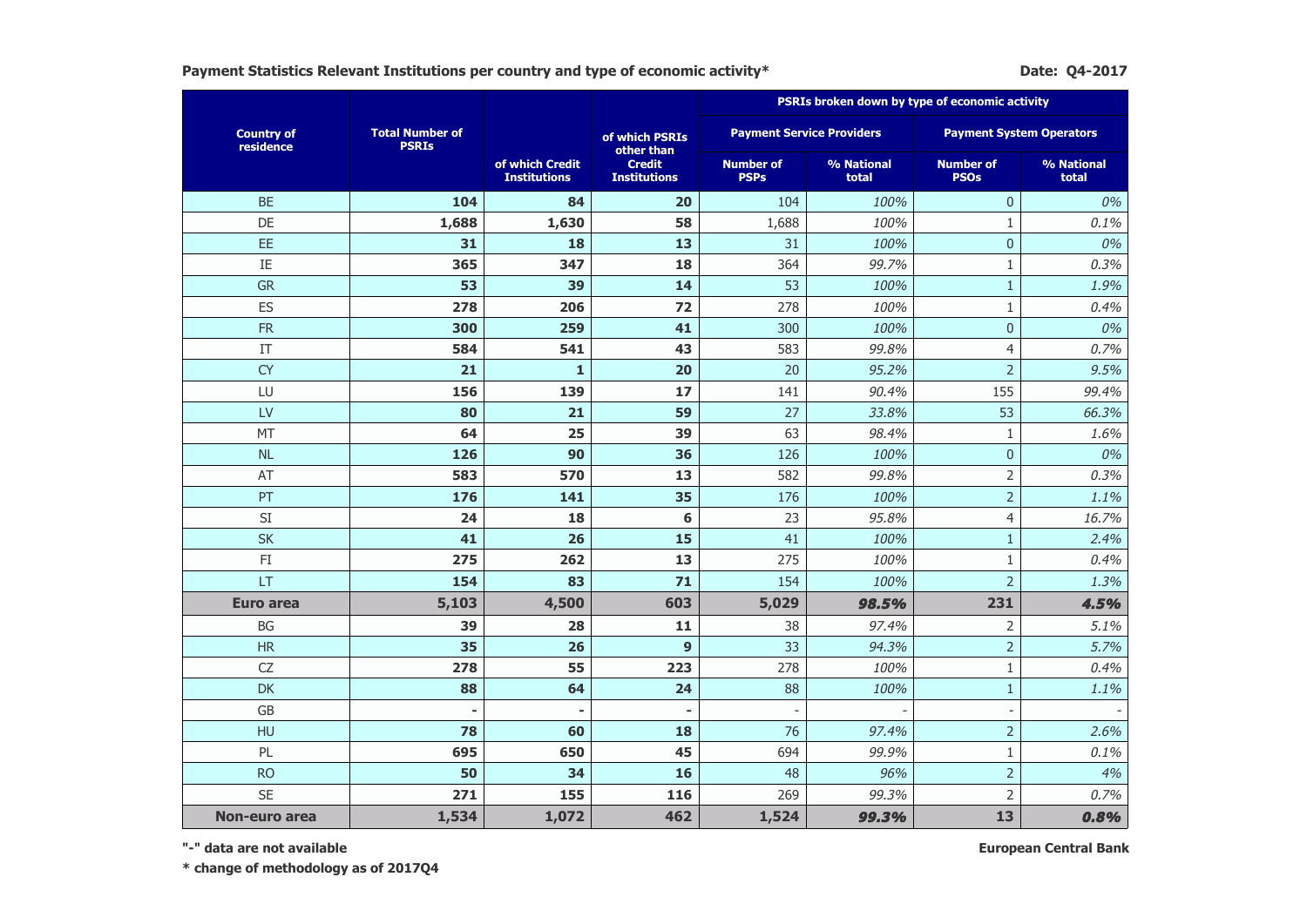**Payment Statistics Relevant Institutions per country and type of economic activity***

**Date: Q4-2017**

| Country of residence | Total Number of PSRIs | of which Credit Institutions | of which PSRIs other than Credit Institutions | PSRIs broken down by type of economic activity | | | |
|---|---|---|---|---|---|---|---|
| | | | | Payment Service Providers | | Payment System Operators | |
| | | | | Number of PSPs | % National total | Number of PSOs | % National total |
| BE | **104** | **84** | **20** | 104 | *100%* | 0 | *0%* |
| DE | **1,688** | **1,630** | **58** | 1,688 | *100%* | 1 | *0.1%* |
| EE | **31** | **18** | **13** | 31 | *100%* | 0 | *0%* |
| IE | **365** | **347** | **18** | 364 | *99.7%* | 1 | *0.3%* |
| GR | **53** | **39** | **14** | 53 | *100%* | 1 | *1.9%* |
| ES | **278** | **206** | **72** | 278 | *100%* | 1 | *0.4%* |
| FR | **300** | **259** | **41** | 300 | *100%* | 0 | *0%* |
| IT | **584** | **541** | **43** | 583 | *99.8%* | 4 | *0.7%* |
| CY | **21** | **1** | **20** | 20 | *95.2%* | 2 | *9.5%* |
| LU | **156** | **139** | **17** | 141 | *90.4%* | 155 | *99.4%* |
| LV | **80** | **21** | **59** | 27 | *33.8%* | 53 | *66.3%* |
| MT | **64** | **25** | **39** | 63 | *98.4%* | 1 | *1.6%* |
| NL | **126** | **90** | **36** | 126 | *100%* | 0 | *0%* |
| AT | **583** | **570** | **13** | 582 | *99.8%* | 2 | *0.3%* |
| PT | **176** | **141** | **35** | 176 | *100%* | 2 | *1.1%* |
| SI | **24** | **18** | **6** | 23 | *95.8%* | 4 | *16.7%* |
| SK | **41** | **26** | **15** | 41 | *100%* | 1 | *2.4%* |
| FI | **275** | **262** | **13** | 275 | *100%* | 1 | *0.4%* |
| LT | **154** | **83** | **71** | 154 | *100%* | 2 | *1.3%* |
| **Euro area** | **5,103** | **4,500** | **603** | **5,029** | ***98.5%*** | **231** | ***4.5%*** |
| BG | **39** | **28** | **11** | 38 | *97.4%* | 2 | *5.1%* |
| HR | **35** | **26** | **9** | 33 | *94.3%* | 2 | *5.7%* |
| CZ | **278** | **55** | **223** | 278 | *100%* | 1 | *0.4%* |
| DK | **88** | **64** | **24** | 88 | *100%* | 1 | *1.1%* |
| GB | **-** | **-** | **-** | - | - | - | - |
| HU | **78** | **60** | **18** | 76 | *97.4%* | 2 | *2.6%* |
| PL | **695** | **650** | **45** | 694 | *99.9%* | 1 | *0.1%* |
| RO | **50** | **34** | **16** | 48 | *96%* | 2 | *4%* |
| SE | **271** | **155** | **116** | 269 | *99.3%* | 2 | *0.7%* |
| **Non-euro area** | **1,534** | **1,072** | **462** | **1,524** | ***99.3%*** | **13** | ***0.8%*** |

**"-" data are not available**

*** change of methodology as of 2017Q4**

**European Central Bank**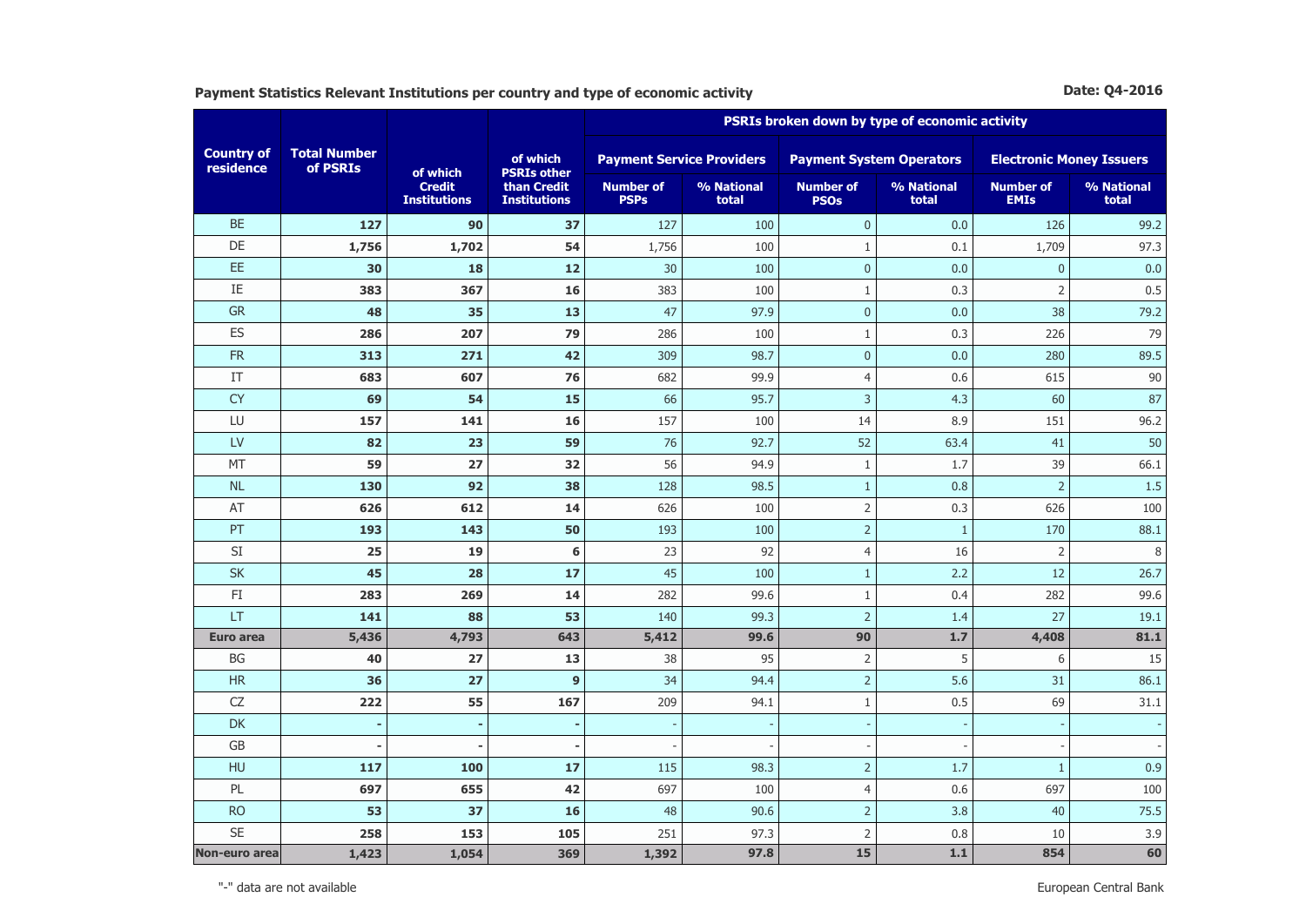**Payment Statistics Relevant Institutions per country and type of economic activity** 

**Date: Q4-2016**

| Country of residence | Total Number of PSRIs | of which Credit Institutions | of which PSRIs other than Credit Institutions | PSRIs broken down by type of economic activity | | | | | |
|---|---|---|---|---|---|---|---|---|---|
| | | | | Payment Service Providers | | Payment System Operators | | Electronic Money Issuers | |
| | | | | Number of PSPs | % National total | Number of PSOs | % National total | Number of EMIs | % National total |
| BE | **127** | **90** | **37** | 127 | 100 | 0 | 0.0 | 126 | 99.2 |
| DE | **1,756** | **1,702** | **54** | 1,756 | 100 | 1 | 0.1 | 1,709 | 97.3 |
| EE | **30** | **18** | **12** | 30 | 100 | 0 | 0.0 | 0 | 0.0 |
| IE | **383** | **367** | **16** | 383 | 100 | 1 | 0.3 | 2 | 0.5 |
| GR | **48** | **35** | **13** | 47 | 97.9 | 0 | 0.0 | 38 | 79.2 |
| ES | **286** | **207** | **79** | 286 | 100 | 1 | 0.3 | 226 | 79 |
| FR | **313** | **271** | **42** | 309 | 98.7 | 0 | 0.0 | 280 | 89.5 |
| IT | **683** | **607** | **76** | 682 | 99.9 | 4 | 0.6 | 615 | 90 |
| CY | **69** | **54** | **15** | 66 | 95.7 | 3 | 4.3 | 60 | 87 |
| LU | **157** | **141** | **16** | 157 | 100 | 14 | 8.9 | 151 | 96.2 |
| LV | **82** | **23** | **59** | 76 | 92.7 | 52 | 63.4 | 41 | 50 |
| MT | **59** | **27** | **32** | 56 | 94.9 | 1 | 1.7 | 39 | 66.1 |
| NL | **130** | **92** | **38** | 128 | 98.5 | 1 | 0.8 | 2 | 1.5 |
| AT | **626** | **612** | **14** | 626 | 100 | 2 | 0.3 | 626 | 100 |
| PT | **193** | **143** | **50** | 193 | 100 | 2 | 1 | 170 | 88.1 |
| SI | **25** | **19** | **6** | 23 | 92 | 4 | 16 | 2 | 8 |
| SK | **45** | **28** | **17** | 45 | 100 | 1 | 2.2 | 12 | 26.7 |
| FI | **283** | **269** | **14** | 282 | 99.6 | 1 | 0.4 | 282 | 99.6 |
| LT | **141** | **88** | **53** | 140 | 99.3 | 2 | 1.4 | 27 | 19.1 |
| **Euro area** | **5,436** | **4,793** | **643** | **5,412** | **99.6** | **90** | **1.7** | **4,408** | **81.1** |
| BG | **40** | **27** | **13** | 38 | 95 | 2 | 5 | 6 | 15 |
| HR | **36** | **27** | **9** | 34 | 94.4 | 2 | 5.6 | 31 | 86.1 |
| CZ | **222** | **55** | **167** | 209 | 94.1 | 1 | 0.5 | 69 | 31.1 |
| DK | **-** | **-** | **-** | - | - | - | - | - | - |
| GB | **-** | **-** | **-** | - | - | - | - | - | - |
| HU | **117** | **100** | **17** | 115 | 98.3 | 2 | 1.7 | 1 | 0.9 |
| PL | **697** | **655** | **42** | 697 | 100 | 4 | 0.6 | 697 | 100 |
| RO | **53** | **37** | **16** | 48 | 90.6 | 2 | 3.8 | 40 | 75.5 |
| SE | **258** | **153** | **105** | 251 | 97.3 | 2 | 0.8 | 10 | 3.9 |
| **Non-euro area** | **1,423** | **1,054** | **369** | **1,392** | **97.8** | **15** | **1.1** | **854** | **60** |

"-" data are not available

European Central Bank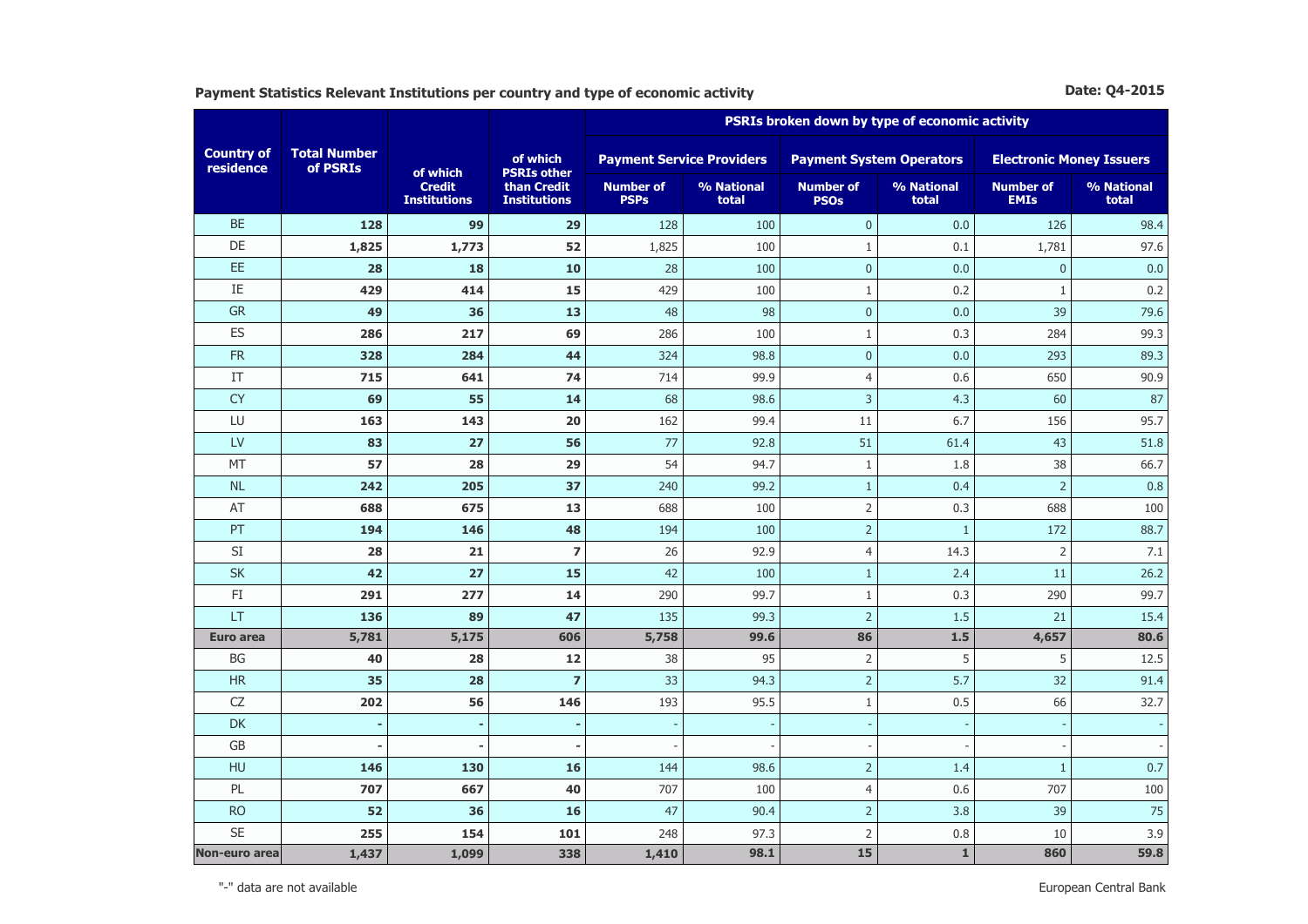**Payment Statistics Relevant Institutions per country and type of economic activity**

**Date: Q4-2015**

| Country of residence | Total Number of PSRIs | of which Credit Institutions | of which PSRIs other than Credit Institutions | PSRIs broken down by type of economic activity | | | | | |
|---|---|---|---|---|---|---|---|---|---|
| | | | | Payment Service Providers | | Payment System Operators | | Electronic Money Issuers | |
| | | | | Number of PSPs | % National total | Number of PSOs | % National total | Number of EMIs | % National total |
| BE | **128** | **99** | **29** | 128 | 100 | 0 | 0.0 | 126 | 98.4 |
| DE | **1,825** | **1,773** | **52** | 1,825 | 100 | 1 | 0.1 | 1,781 | 97.6 |
| EE | **28** | **18** | **10** | 28 | 100 | 0 | 0.0 | 0 | 0.0 |
| IE | **429** | **414** | **15** | 429 | 100 | 1 | 0.2 | 1 | 0.2 |
| GR | **49** | **36** | **13** | 48 | 98 | 0 | 0.0 | 39 | 79.6 |
| ES | **286** | **217** | **69** | 286 | 100 | 1 | 0.3 | 284 | 99.3 |
| FR | **328** | **284** | **44** | 324 | 98.8 | 0 | 0.0 | 293 | 89.3 |
| IT | **715** | **641** | **74** | 714 | 99.9 | 4 | 0.6 | 650 | 90.9 |
| CY | **69** | **55** | **14** | 68 | 98.6 | 3 | 4.3 | 60 | 87 |
| LU | **163** | **143** | **20** | 162 | 99.4 | 11 | 6.7 | 156 | 95.7 |
| LV | **83** | **27** | **56** | 77 | 92.8 | 51 | 61.4 | 43 | 51.8 |
| MT | **57** | **28** | **29** | 54 | 94.7 | 1 | 1.8 | 38 | 66.7 |
| NL | **242** | **205** | **37** | 240 | 99.2 | 1 | 0.4 | 2 | 0.8 |
| AT | **688** | **675** | **13** | 688 | 100 | 2 | 0.3 | 688 | 100 |
| PT | **194** | **146** | **48** | 194 | 100 | 2 | 1 | 172 | 88.7 |
| SI | **28** | **21** | **7** | 26 | 92.9 | 4 | 14.3 | 2 | 7.1 |
| SK | **42** | **27** | **15** | 42 | 100 | 1 | 2.4 | 11 | 26.2 |
| FI | **291** | **277** | **14** | 290 | 99.7 | 1 | 0.3 | 290 | 99.7 |
| LT | **136** | **89** | **47** | 135 | 99.3 | 2 | 1.5 | 21 | 15.4 |
| **Euro area** | **5,781** | **5,175** | **606** | **5,758** | **99.6** | **86** | **1.5** | **4,657** | **80.6** |
| BG | **40** | **28** | **12** | 38 | 95 | 2 | 5 | 5 | 12.5 |
| HR | **35** | **28** | **7** | 33 | 94.3 | 2 | 5.7 | 32 | 91.4 |
| CZ | **202** | **56** | **146** | 193 | 95.5 | 1 | 0.5 | 66 | 32.7 |
| DK | **-** | **-** | **-** | - | - | - | - | - | - |
| GB | **-** | **-** | **-** | - | - | - | - | - | - |
| HU | **146** | **130** | **16** | 144 | 98.6 | 2 | 1.4 | 1 | 0.7 |
| PL | **707** | **667** | **40** | 707 | 100 | 4 | 0.6 | 707 | 100 |
| RO | **52** | **36** | **16** | 47 | 90.4 | 2 | 3.8 | 39 | 75 |
| SE | **255** | **154** | **101** | 248 | 97.3 | 2 | 0.8 | 10 | 3.9 |
| **Non-euro area** | **1,437** | **1,099** | **338** | **1,410** | **98.1** | **15** | **1** | **860** | **59.8** |

"-" data are not available

European Central Bank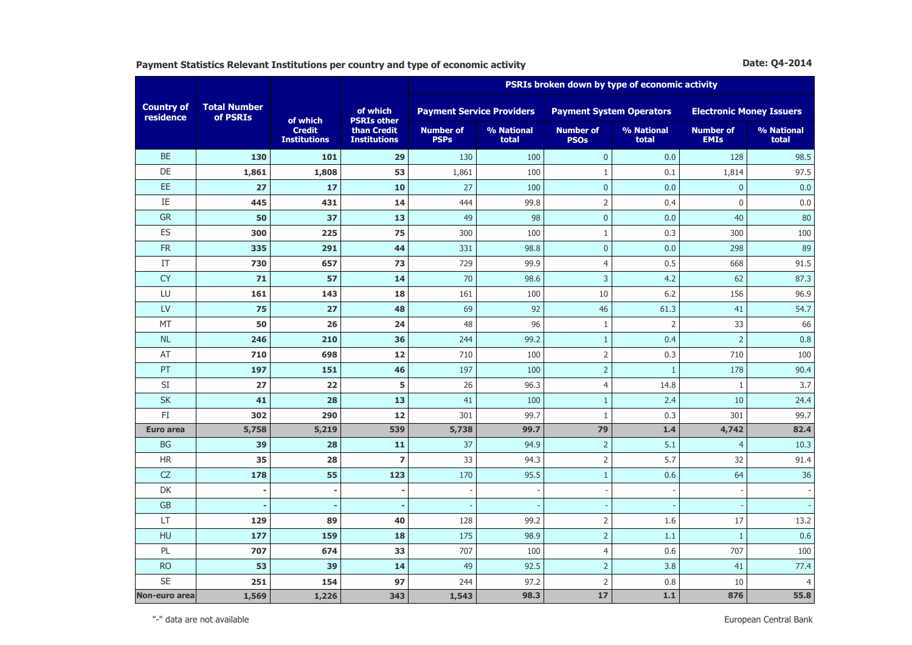**Payment Statistics Relevant Institutions per country and type of economic activity**

**Date: Q4-2014**

| Country of residence | Total Number of PSRIs | of which Credit Institutions | of which PSRIs other than Credit Institutions | PSRIs broken down by type of economic activity | | | | | |
|---|---|---|---|---|---|---|---|---|---|
| | | | | Payment Service Providers | | Payment System Operators | | Electronic Money Issuers | |
| | | | | Number of PSPs | % National total | Number of PSOs | % National total | Number of EMIs | % National total |
| BE | **130** | **101** | **29** | 130 | 100 | 0 | 0.0 | 128 | 98.5 |
| DE | **1,861** | **1,808** | **53** | 1,861 | 100 | 1 | 0.1 | 1,814 | 97.5 |
| EE | **27** | **17** | **10** | 27 | 100 | 0 | 0.0 | 0 | 0.0 |
| IE | **445** | **431** | **14** | 444 | 99.8 | 2 | 0.4 | 0 | 0.0 |
| GR | **50** | **37** | **13** | 49 | 98 | 0 | 0.0 | 40 | 80 |
| ES | **300** | **225** | **75** | 300 | 100 | 1 | 0.3 | 300 | 100 |
| FR | **335** | **291** | **44** | 331 | 98.8 | 0 | 0.0 | 298 | 89 |
| IT | **730** | **657** | **73** | 729 | 99.9 | 4 | 0.5 | 668 | 91.5 |
| CY | **71** | **57** | **14** | 70 | 98.6 | 3 | 4.2 | 62 | 87.3 |
| LU | **161** | **143** | **18** | 161 | 100 | 10 | 6.2 | 156 | 96.9 |
| LV | **75** | **27** | **48** | 69 | 92 | 46 | 61.3 | 41 | 54.7 |
| MT | **50** | **26** | **24** | 48 | 96 | 1 | 2 | 33 | 66 |
| NL | **246** | **210** | **36** | 244 | 99.2 | 1 | 0.4 | 2 | 0.8 |
| AT | **710** | **698** | **12** | 710 | 100 | 2 | 0.3 | 710 | 100 |
| PT | **197** | **151** | **46** | 197 | 100 | 2 | 1 | 178 | 90.4 |
| SI | **27** | **22** | **5** | 26 | 96.3 | 4 | 14.8 | 1 | 3.7 |
| SK | **41** | **28** | **13** | 41 | 100 | 1 | 2.4 | 10 | 24.4 |
| FI | **302** | **290** | **12** | 301 | 99.7 | 1 | 0.3 | 301 | 99.7 |
| **Euro area** | **5,758** | **5,219** | **539** | **5,738** | **99.7** | **79** | **1.4** | **4,742** | **82.4** |
| BG | **39** | **28** | **11** | 37 | 94.9 | 2 | 5.1 | 4 | 10.3 |
| HR | **35** | **28** | **7** | 33 | 94.3 | 2 | 5.7 | 32 | 91.4 |
| CZ | **178** | **55** | **123** | 170 | 95.5 | 1 | 0.6 | 64 | 36 |
| DK | **-** | **-** | **-** | - | - | - | - | - | - |
| GB | **-** | **-** | **-** | - | - | - | - | - | - |
| LT | **129** | **89** | **40** | 128 | 99.2 | 2 | 1.6 | 17 | 13.2 |
| HU | **177** | **159** | **18** | 175 | 98.9 | 2 | 1.1 | 1 | 0.6 |
| PL | **707** | **674** | **33** | 707 | 100 | 4 | 0.6 | 707 | 100 |
| RO | **53** | **39** | **14** | 49 | 92.5 | 2 | 3.8 | 41 | 77.4 |
| SE | **251** | **154** | **97** | 244 | 97.2 | 2 | 0.8 | 10 | 4 |
| **Non-euro area** | **1,569** | **1,226** | **343** | **1,543** | **98.3** | **17** | **1.1** | **876** | **55.8** |

"-" data are not available

European Central Bank